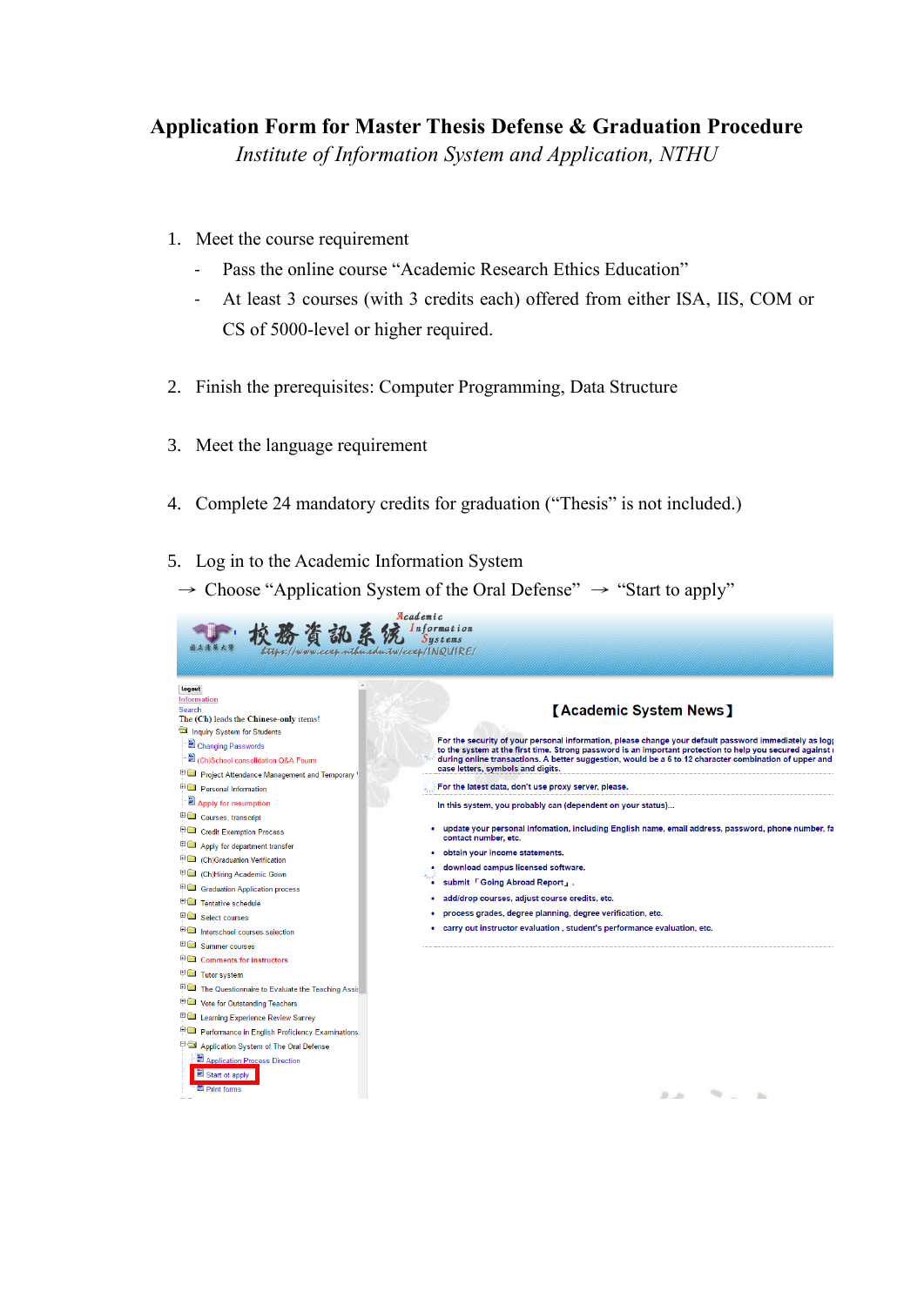# Application Form for Master Thesis Defense & Graduation Procedure

*Institute of Information System and Application, NTHU*

1. Meet the course requirement
   - Pass the online course "Academic Research Ethics Education"
   - At least 3 courses (with 3 credits each) offered from either ISA, IIS, COM or CS of 5000-level or higher required.

2. Finish the prerequisites: Computer Programming, Data Structure

3. Meet the language requirement

4. Complete 24 mandatory credits for graduation ("Thesis" is not included.)

5. Log in to the Academic Information System

   → Choose "Application System of the Oral Defense" → "Start to apply"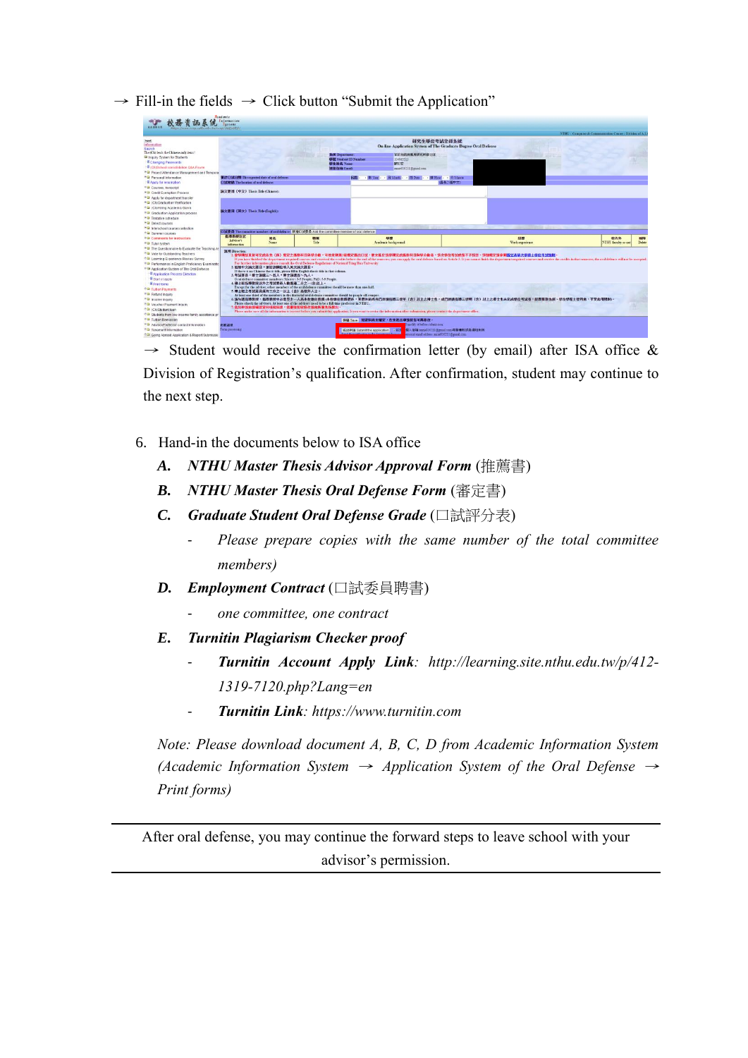→ Fill-in the fields → Click button "Submit the Application"

→ Student would receive the confirmation letter (by email) after ISA office & Division of Registration's qualification. After confirmation, student may continue to the next step.

6. Hand-in the documents below to ISA office

   **A.** ***NTHU Master Thesis Advisor Approval Form*** (推薦書)

   **B.** ***NTHU Master Thesis Oral Defense Form*** (審定書)

   **C.** ***Graduate Student Oral Defense Grade*** (口試評分表)

      - *Please prepare copies with the same number of the total committee members)*

   **D.** ***Employment Contract*** (口試委員聘書)

      - *one committee, one contract*

   **E.** ***Turnitin Plagiarism Checker proof***

      - ***Turnitin Account Apply Link****: http://learning.site.nthu.edu.tw/p/412-1319-7120.php?Lang=en*
      - ***Turnitin Link****: https://www.turnitin.com*

   *Note: Please download document A, B, C, D from Academic Information System (Academic Information System → Application System of the Oral Defense → Print forms)*

---

After oral defense, you may continue the forward steps to leave school with your advisor's permission.

---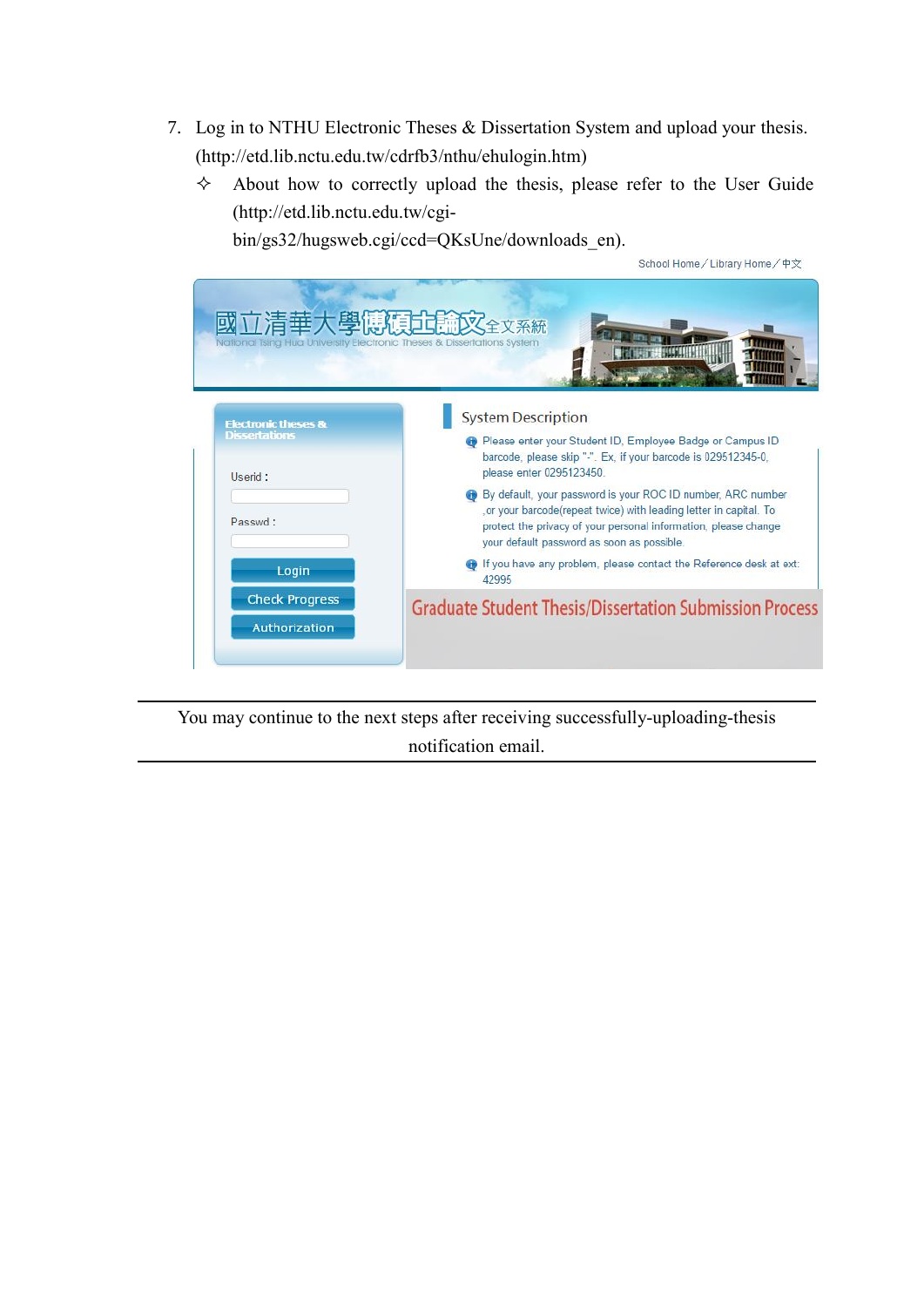7. Log in to NTHU Electronic Theses & Dissertation System and upload your thesis. (http://etd.lib.nctu.edu.tw/cdrfb3/nthu/ehulogin.htm)
   - ✧ About how to correctly upload the thesis, please refer to the User Guide (http://etd.lib.nctu.edu.tw/cgi-bin/gs32/hugsweb.cgi/ccd=QKsUne/downloads_en).

School Home／Library Home／中文

國立清華大學博碩士論文全文系統
National Tsing Hua University Electronic Theses & Dissertations System

Electronic theses & Dissertations

Userid :

Passwd :

Login

Check Progress

Authorization

System Description

- Please enter your Student ID, Employee Badge or Campus ID barcode, please skip "-". Ex, if your barcode is 029512345-0, please enter 0295123450.
- By default, your password is your ROC ID number, ARC number ,or your barcode(repeat twice) with leading letter in capital. To protect the privacy of your personal information, please change your default password as soon as possible.
- If you have any problem, please contact the Reference desk at ext: 42995

Graduate Student Thesis/Dissertation Submission Process

---

You may continue to the next steps after receiving successfully-uploading-thesis notification email.

---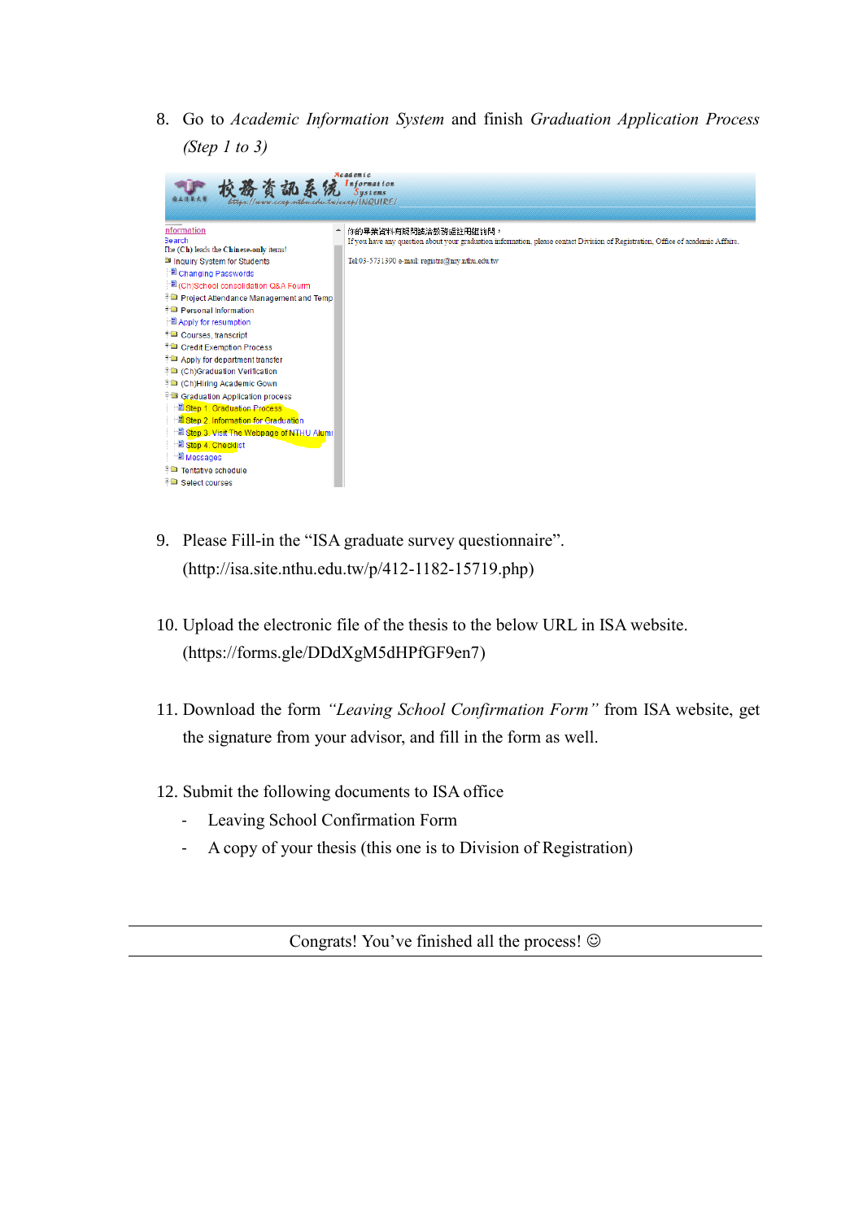8. Go to *Academic Information System* and finish *Graduation Application Process (Step 1 to 3)*

9. Please Fill-in the "ISA graduate survey questionnaire". (http://isa.site.nthu.edu.tw/p/412-1182-15719.php)

10. Upload the electronic file of the thesis to the below URL in ISA website. (https://forms.gle/DDdXgM5dHPfGF9en7)

11. Download the form *"Leaving School Confirmation Form"* from ISA website, get the signature from your advisor, and fill in the form as well.

12. Submit the following documents to ISA office
    - Leaving School Confirmation Form
    - A copy of your thesis (this one is to Division of Registration)

---

Congrats! You've finished all the process! ☺

---